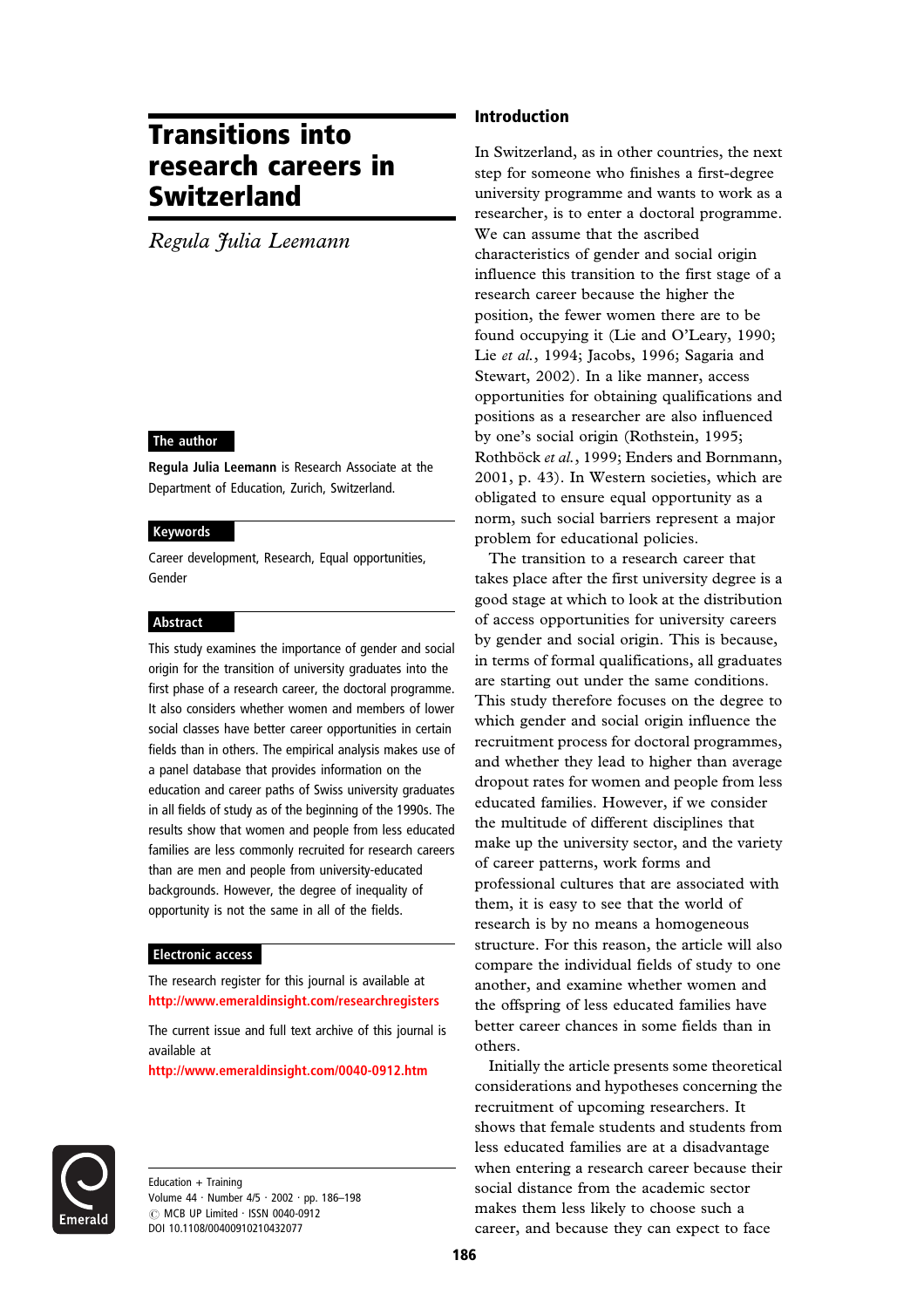# Transitions into research careers in Switzerland

*Regula Julia Leemann*

## The author

**Regula Julia Leemann** is Research Associate at the Department of Education, Zurich, Switzerland.

## Keywords

Career development, Research, Equal opportunities, Gender

## Abstract

This study examines the importance of gender and social origin for the transition of university graduates into the first phase of a research career, the doctoral programme. It also considers whether women and members of lower social classes have better career opportunities in certain fields than in others. The empirical analysis makes use of a panel database that provides information on the education and career paths of Swiss university graduates in all fields of study as of the beginning of the 1990s. The results show that women and people from less educated families are less commonly recruited for research careers than are men and people from university-educated backgrounds. However, the degree of inequality of opportunity is not the same in all of the fields.

## Electronic access

The research register for this journal is available at
http://www.emeraldinsight.com/researchregisters

The current issue and full text archive of this journal is available at
http://www.emeraldinsight.com/0040-0912.htm

Education + Training
Volume 44 · Number 4/5 · 2002 · pp. 186–198
© MCB UP Limited · ISSN 0040-0912
DOI 10.1108/00400910210432077

## Introduction

In Switzerland, as in other countries, the next step for someone who finishes a first-degree university programme and wants to work as a researcher, is to enter a doctoral programme. We can assume that the ascribed characteristics of gender and social origin influence this transition to the first stage of a research career because the higher the position, the fewer women there are to be found occupying it (Lie and O'Leary, 1990; Lie *et al.*, 1994; Jacobs, 1996; Sagaria and Stewart, 2002). In a like manner, access opportunities for obtaining qualifications and positions as a researcher are also influenced by one's social origin (Rothstein, 1995; Rothböck *et al.*, 1999; Enders and Bornmann, 2001, p. 43). In Western societies, which are obligated to ensure equal opportunity as a norm, such social barriers represent a major problem for educational policies.

The transition to a research career that takes place after the first university degree is a good stage at which to look at the distribution of access opportunities for university careers by gender and social origin. This is because, in terms of formal qualifications, all graduates are starting out under the same conditions. This study therefore focuses on the degree to which gender and social origin influence the recruitment process for doctoral programmes, and whether they lead to higher than average dropout rates for women and people from less educated families. However, if we consider the multitude of different disciplines that make up the university sector, and the variety of career patterns, work forms and professional cultures that are associated with them, it is easy to see that the world of research is by no means a homogeneous structure. For this reason, the article will also compare the individual fields of study to one another, and examine whether women and the offspring of less educated families have better career chances in some fields than in others.

Initially the article presents some theoretical considerations and hypotheses concerning the recruitment of upcoming researchers. It shows that female students and students from less educated families are at a disadvantage when entering a research career because their social distance from the academic sector makes them less likely to choose such a career, and because they can expect to face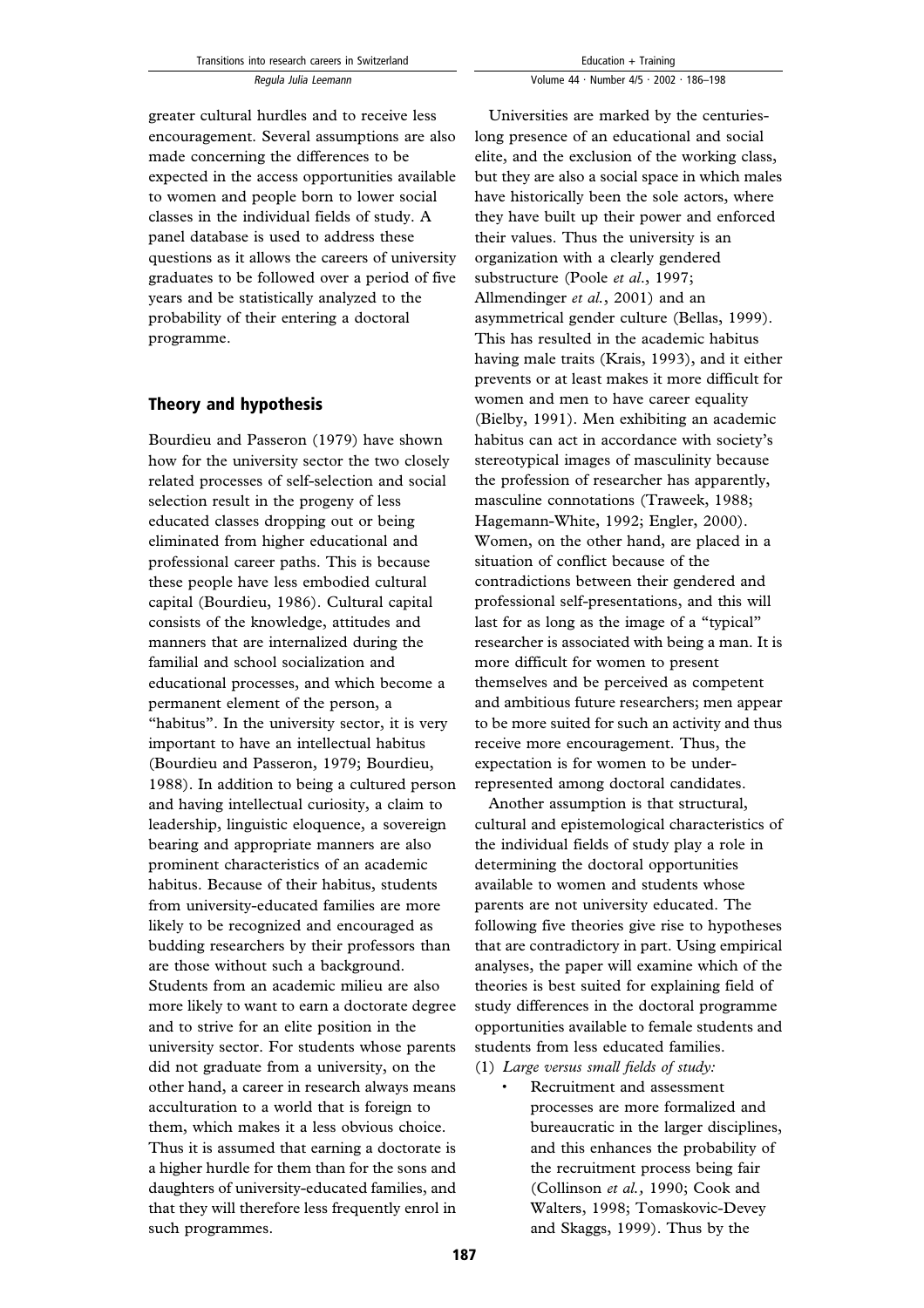greater cultural hurdles and to receive less encouragement. Several assumptions are also made concerning the differences to be expected in the access opportunities available to women and people born to lower social classes in the individual fields of study. A panel database is used to address these questions as it allows the careers of university graduates to be followed over a period of five years and be statistically analyzed to the probability of their entering a doctoral programme.

## Theory and hypothesis

Bourdieu and Passeron (1979) have shown how for the university sector the two closely related processes of self-selection and social selection result in the progeny of less educated classes dropping out or being eliminated from higher educational and professional career paths. This is because these people have less embodied cultural capital (Bourdieu, 1986). Cultural capital consists of the knowledge, attitudes and manners that are internalized during the familial and school socialization and educational processes, and which become a permanent element of the person, a "habitus". In the university sector, it is very important to have an intellectual habitus (Bourdieu and Passeron, 1979; Bourdieu, 1988). In addition to being a cultured person and having intellectual curiosity, a claim to leadership, linguistic eloquence, a sovereign bearing and appropriate manners are also prominent characteristics of an academic habitus. Because of their habitus, students from university-educated families are more likely to be recognized and encouraged as budding researchers by their professors than are those without such a background. Students from an academic milieu are also more likely to want to earn a doctorate degree and to strive for an elite position in the university sector. For students whose parents did not graduate from a university, on the other hand, a career in research always means acculturation to a world that is foreign to them, which makes it a less obvious choice. Thus it is assumed that earning a doctorate is a higher hurdle for them than for the sons and daughters of university-educated families, and that they will therefore less frequently enrol in such programmes.

Universities are marked by the centuries-long presence of an educational and social elite, and the exclusion of the working class, but they are also a social space in which males have historically been the sole actors, where they have built up their power and enforced their values. Thus the university is an organization with a clearly gendered substructure (Poole *et al.*, 1997; Allmendinger *et al.*, 2001) and an asymmetrical gender culture (Bellas, 1999). This has resulted in the academic habitus having male traits (Krais, 1993), and it either prevents or at least makes it more difficult for women and men to have career equality (Bielby, 1991). Men exhibiting an academic habitus can act in accordance with society's stereotypical images of masculinity because the profession of researcher has apparently, masculine connotations (Traweek, 1988; Hagemann-White, 1992; Engler, 2000). Women, on the other hand, are placed in a situation of conflict because of the contradictions between their gendered and professional self-presentations, and this will last for as long as the image of a "typical" researcher is associated with being a man. It is more difficult for women to present themselves and be perceived as competent and ambitious future researchers; men appear to be more suited for such an activity and thus receive more encouragement. Thus, the expectation is for women to be under-represented among doctoral candidates.

Another assumption is that structural, cultural and epistemological characteristics of the individual fields of study play a role in determining the doctoral opportunities available to women and students whose parents are not university educated. The following five theories give rise to hypotheses that are contradictory in part. Using empirical analyses, the paper will examine which of the theories is best suited for explaining field of study differences in the doctoral programme opportunities available to female students and students from less educated families.

(1) *Large versus small fields of study:*
   - Recruitment and assessment processes are more formalized and bureaucratic in the larger disciplines, and this enhances the probability of the recruitment process being fair (Collinson *et al.,* 1990; Cook and Walters, 1998; Tomaskovic-Devey and Skaggs, 1999). Thus by the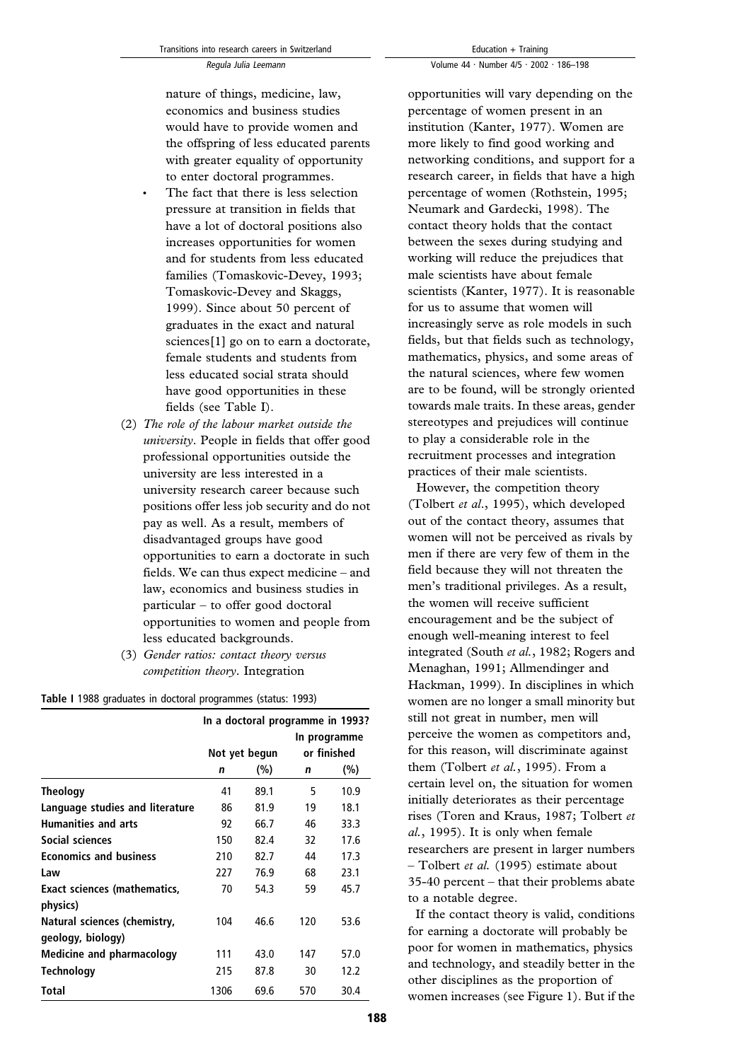nature of things, medicine, law, economics and business studies would have to provide women and the offspring of less educated parents with greater equality of opportunity to enter doctoral programmes.

- The fact that there is less selection pressure at transition in fields that have a lot of doctoral positions also increases opportunities for women and for students from less educated families (Tomaskovic-Devey, 1993; Tomaskovic-Devey and Skaggs, 1999). Since about 50 percent of graduates in the exact and natural sciences[1] go on to earn a doctorate, female students and students from less educated social strata should have good opportunities in these fields (see Table I).

(2) *The role of the labour market outside the university*. People in fields that offer good professional opportunities outside the university are less interested in a university research career because such positions offer less job security and do not pay as well. As a result, members of disadvantaged groups have good opportunities to earn a doctorate in such fields. We can thus expect medicine – and law, economics and business studies in particular – to offer good doctoral opportunities to women and people from less educated backgrounds.

(3) *Gender ratios: contact theory versus competition theory*. Integration

**Table I** 1988 graduates in doctoral programmes (status: 1993)

| | In a doctoral programme in 1993? | | | |
|---|---|---|---|---|
| | Not yet begun | | In programme or finished | |
| | *n* | (%) | *n* | (%) |
| **Theology** | 41 | 89.1 | 5 | 10.9 |
| **Language studies and literature** | 86 | 81.9 | 19 | 18.1 |
| **Humanities and arts** | 92 | 66.7 | 46 | 33.3 |
| **Social sciences** | 150 | 82.4 | 32 | 17.6 |
| **Economics and business** | 210 | 82.7 | 44 | 17.3 |
| **Law** | 227 | 76.9 | 68 | 23.1 |
| **Exact sciences (mathematics, physics)** | 70 | 54.3 | 59 | 45.7 |
| **Natural sciences (chemistry, geology, biology)** | 104 | 46.6 | 120 | 53.6 |
| **Medicine and pharmacology** | 111 | 43.0 | 147 | 57.0 |
| **Technology** | 215 | 87.8 | 30 | 12.2 |
| **Total** | 1306 | 69.6 | 570 | 30.4 |

opportunities will vary depending on the percentage of women present in an institution (Kanter, 1977). Women are more likely to find good working and networking conditions, and support for a research career, in fields that have a high percentage of women (Rothstein, 1995; Neumark and Gardecki, 1998). The contact theory holds that the contact between the sexes during studying and working will reduce the prejudices that male scientists have about female scientists (Kanter, 1977). It is reasonable for us to assume that women will increasingly serve as role models in such fields, but that fields such as technology, mathematics, physics, and some areas of the natural sciences, where few women are to be found, will be strongly oriented towards male traits. In these areas, gender stereotypes and prejudices will continue to play a considerable role in the recruitment processes and integration practices of their male scientists.

However, the competition theory (Tolbert *et al.*, 1995), which developed out of the contact theory, assumes that women will not be perceived as rivals by men if there are very few of them in the field because they will not threaten the men's traditional privileges. As a result, the women will receive sufficient encouragement and be the subject of enough well-meaning interest to feel integrated (South *et al.*, 1982; Rogers and Menaghan, 1991; Allmendinger and Hackman, 1999). In disciplines in which women are no longer a small minority but still not great in number, men will perceive the women as competitors and, for this reason, will discriminate against them (Tolbert *et al.*, 1995). From a certain level on, the situation for women initially deteriorates as their percentage rises (Toren and Kraus, 1987; Tolbert *et al.*, 1995). It is only when female researchers are present in larger numbers – Tolbert *et al.* (1995) estimate about 35-40 percent – that their problems abate to a notable degree.

If the contact theory is valid, conditions for earning a doctorate will probably be poor for women in mathematics, physics and technology, and steadily better in the other disciplines as the proportion of women increases (see Figure 1). But if the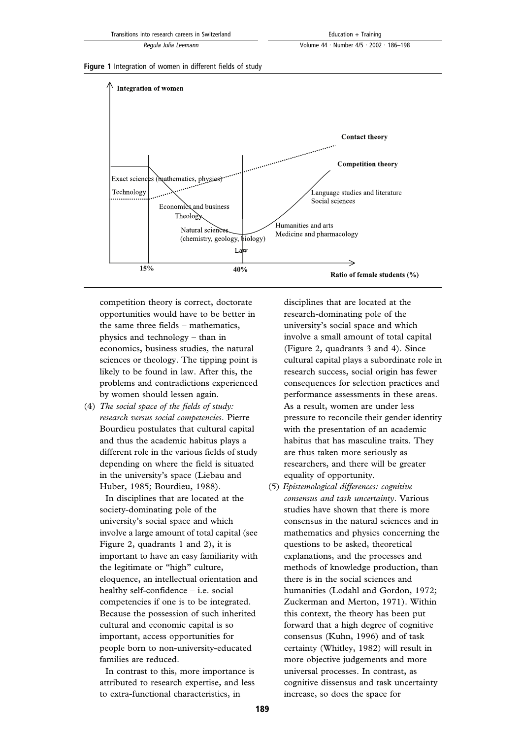**Figure 1** Integration of women in different fields of study

competition theory is correct, doctorate opportunities would have to be better in the same three fields – mathematics, physics and technology – than in economics, business studies, the natural sciences or theology. The tipping point is likely to be found in law. After this, the problems and contradictions experienced by women should lessen again.

(4) *The social space of the fields of study: research versus social competencies*. Pierre Bourdieu postulates that cultural capital and thus the academic habitus plays a different role in the various fields of study depending on where the field is situated in the university's space (Liebau and Huber, 1985; Bourdieu, 1988).

In disciplines that are located at the society-dominating pole of the university's social space and which involve a large amount of total capital (see Figure 2, quadrants 1 and 2), it is important to have an easy familiarity with the legitimate or "high" culture, eloquence, an intellectual orientation and healthy self-confidence – i.e. social competencies if one is to be integrated. Because the possession of such inherited cultural and economic capital is so important, access opportunities for people born to non-university-educated families are reduced.

In contrast to this, more importance is attributed to research expertise, and less to extra-functional characteristics, in disciplines that are located at the research-dominating pole of the university's social space and which involve a small amount of total capital (Figure 2, quadrants 3 and 4). Since cultural capital plays a subordinate role in research success, social origin has fewer consequences for selection practices and performance assessments in these areas. As a result, women are under less pressure to reconcile their gender identity with the presentation of an academic habitus that has masculine traits. They are thus taken more seriously as researchers, and there will be greater equality of opportunity.

(5) *Epistemological differences: cognitive consensus and task uncertainty*. Various studies have shown that there is more consensus in the natural sciences and in mathematics and physics concerning the questions to be asked, theoretical explanations, and the processes and methods of knowledge production, than there is in the social sciences and humanities (Lodahl and Gordon, 1972; Zuckerman and Merton, 1971). Within this context, the theory has been put forward that a high degree of cognitive consensus (Kuhn, 1996) and of task certainty (Whitley, 1982) will result in more objective judgements and more universal processes. In contrast, as cognitive dissensus and task uncertainty increase, so does the space for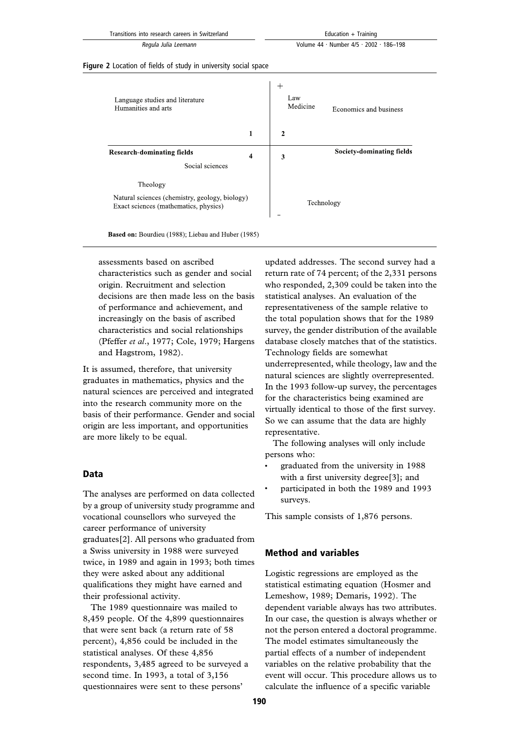**Figure 2** Location of fields of study in university social space

| | | | |
|---|---|---|---|
| Language studies and literature<br>Humanities and arts | | + Law<br>Medicine | Economics and business |
| | 1 | 2 | |
| **Research-dominating fields** | 4 | 3 | **Society-dominating fields** |
| Social sciences<br>Theology<br>Natural sciences (chemistry, geology, biology)<br>Exact sciences (mathematics, physics) | | Technology<br>– | |

**Based on:** Bourdieu (1988); Liebau and Huber (1985)

assessments based on ascribed characteristics such as gender and social origin. Recruitment and selection decisions are then made less on the basis of performance and achievement, and increasingly on the basis of ascribed characteristics and social relationships (Pfeffer *et al*., 1977; Cole, 1979; Hargens and Hagstrom, 1982).

It is assumed, therefore, that university graduates in mathematics, physics and the natural sciences are perceived and integrated into the research community more on the basis of their performance. Gender and social origin are less important, and opportunities are more likely to be equal.

## Data

The analyses are performed on data collected by a group of university study programme and vocational counsellors who surveyed the career performance of university graduates[2]. All persons who graduated from a Swiss university in 1988 were surveyed twice, in 1989 and again in 1993; both times they were asked about any additional qualifications they might have earned and their professional activity.

The 1989 questionnaire was mailed to 8,459 people. Of the 4,899 questionnaires that were sent back (a return rate of 58 percent), 4,856 could be included in the statistical analyses. Of these 4,856 respondents, 3,485 agreed to be surveyed a second time. In 1993, a total of 3,156 questionnaires were sent to these persons' updated addresses. The second survey had a return rate of 74 percent; of the 2,331 persons who responded, 2,309 could be taken into the statistical analyses. An evaluation of the representativeness of the sample relative to the total population shows that for the 1989 survey, the gender distribution of the available database closely matches that of the statistics. Technology fields are somewhat underrepresented, while theology, law and the natural sciences are slightly overrepresented. In the 1993 follow-up survey, the percentages for the characteristics being examined are virtually identical to those of the first survey. So we can assume that the data are highly representative.

The following analyses will only include persons who:

- graduated from the university in 1988 with a first university degree[3]; and
- participated in both the 1989 and 1993 surveys.

This sample consists of 1,876 persons.

## Method and variables

Logistic regressions are employed as the statistical estimating equation (Hosmer and Lemeshow, 1989; Demaris, 1992). The dependent variable always has two attributes. In our case, the question is always whether or not the person entered a doctoral programme. The model estimates simultaneously the partial effects of a number of independent variables on the relative probability that the event will occur. This procedure allows us to calculate the influence of a specific variable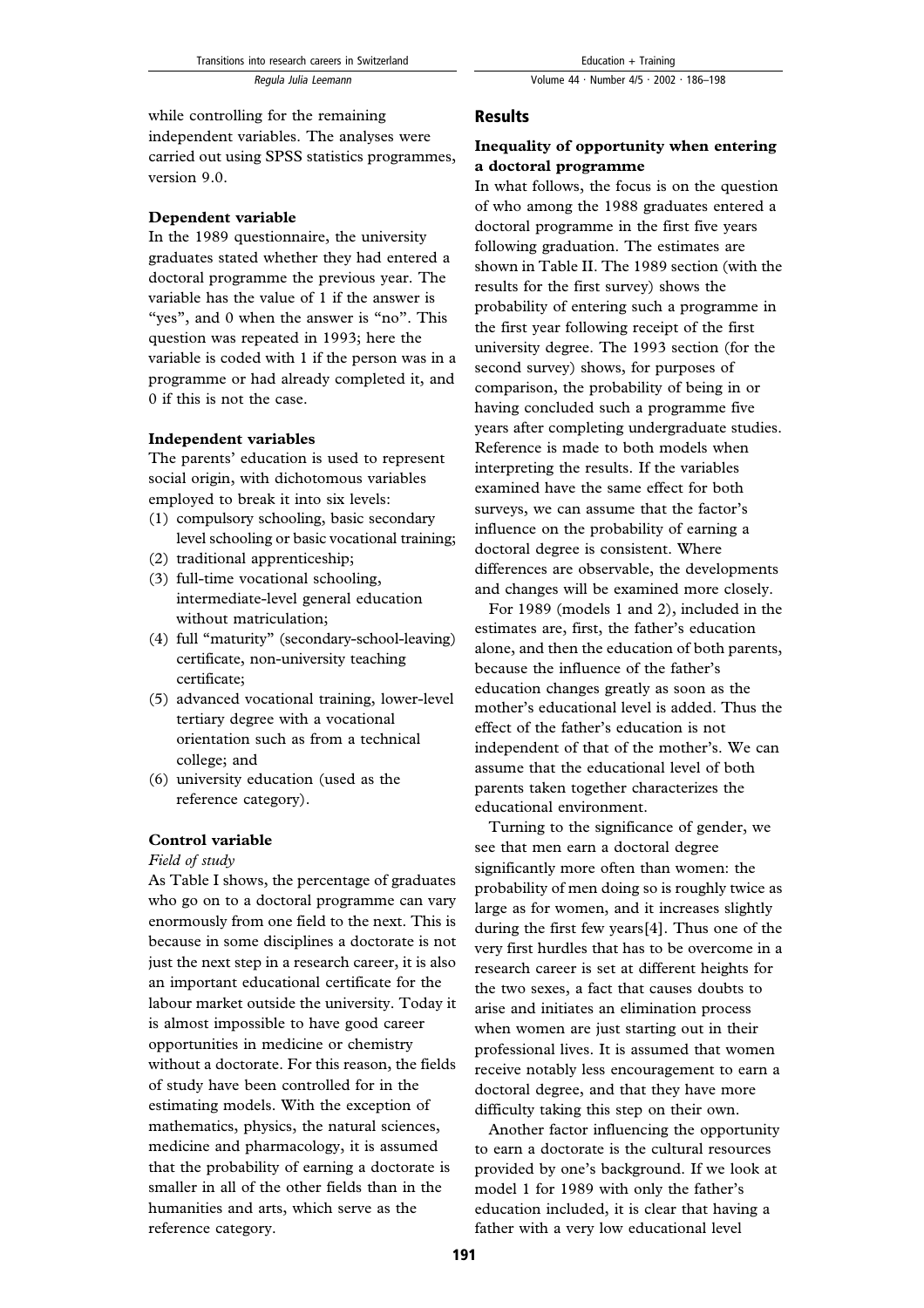while controlling for the remaining independent variables. The analyses were carried out using SPSS statistics programmes, version 9.0.

### Dependent variable

In the 1989 questionnaire, the university graduates stated whether they had entered a doctoral programme the previous year. The variable has the value of 1 if the answer is "yes", and 0 when the answer is "no". This question was repeated in 1993; here the variable is coded with 1 if the person was in a programme or had already completed it, and 0 if this is not the case.

### Independent variables

The parents' education is used to represent social origin, with dichotomous variables employed to break it into six levels:

1. compulsory schooling, basic secondary level schooling or basic vocational training;
2. traditional apprenticeship;
3. full-time vocational schooling, intermediate-level general education without matriculation;
4. full "maturity" (secondary-school-leaving) certificate, non-university teaching certificate;
5. advanced vocational training, lower-level tertiary degree with a vocational orientation such as from a technical college; and
6. university education (used as the reference category).

### Control variable

*Field of study*

As Table I shows, the percentage of graduates who go on to a doctoral programme can vary enormously from one field to the next. This is because in some disciplines a doctorate is not just the next step in a research career, it is also an important educational certificate for the labour market outside the university. Today it is almost impossible to have good career opportunities in medicine or chemistry without a doctorate. For this reason, the fields of study have been controlled for in the estimating models. With the exception of mathematics, physics, the natural sciences, medicine and pharmacology, it is assumed that the probability of earning a doctorate is smaller in all of the other fields than in the humanities and arts, which serve as the reference category.

## Results

### Inequality of opportunity when entering a doctoral programme

In what follows, the focus is on the question of who among the 1988 graduates entered a doctoral programme in the first five years following graduation. The estimates are shown in Table II. The 1989 section (with the results for the first survey) shows the probability of entering such a programme in the first year following receipt of the first university degree. The 1993 section (for the second survey) shows, for purposes of comparison, the probability of being in or having concluded such a programme five years after completing undergraduate studies. Reference is made to both models when interpreting the results. If the variables examined have the same effect for both surveys, we can assume that the factor's influence on the probability of earning a doctoral degree is consistent. Where differences are observable, the developments and changes will be examined more closely.

For 1989 (models 1 and 2), included in the estimates are, first, the father's education alone, and then the education of both parents, because the influence of the father's education changes greatly as soon as the mother's educational level is added. Thus the effect of the father's education is not independent of that of the mother's. We can assume that the educational level of both parents taken together characterizes the educational environment.

Turning to the significance of gender, we see that men earn a doctoral degree significantly more often than women: the probability of men doing so is roughly twice as large as for women, and it increases slightly during the first few years[4]. Thus one of the very first hurdles that has to be overcome in a research career is set at different heights for the two sexes, a fact that causes doubts to arise and initiates an elimination process when women are just starting out in their professional lives. It is assumed that women receive notably less encouragement to earn a doctoral degree, and that they have more difficulty taking this step on their own.

Another factor influencing the opportunity to earn a doctorate is the cultural resources provided by one's background. If we look at model 1 for 1989 with only the father's education included, it is clear that having a father with a very low educational level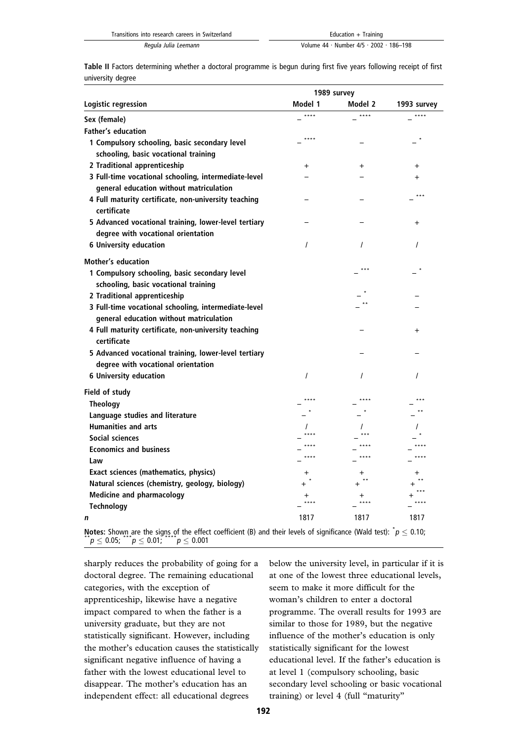**Table II** Factors determining whether a doctoral programme is begun during first five years following receipt of first university degree

| Logistic regression | 1989 survey | | 1993 survey |
|---|---|---|---|
| | Model 1 | Model 2 | |
| **Sex (female)** | –**** | –**** | –**** |
| **Father's education** | | | |
| 1 Compulsory schooling, basic secondary level schooling, basic vocational training | –**** | – | –* |
| 2 Traditional apprenticeship | + | + | + |
| 3 Full-time vocational schooling, intermediate-level general education without matriculation | – | – | + |
| 4 Full maturity certificate, non-university teaching certificate | – | – | –*** |
| 5 Advanced vocational training, lower-level tertiary degree with vocational orientation | – | – | + |
| 6 University education | / | / | / |
| **Mother's education** | | | |
| 1 Compulsory schooling, basic secondary level schooling, basic vocational training | | –*** | –* |
| 2 Traditional apprenticeship | | –* | – |
| 3 Full-time vocational schooling, intermediate-level general education without matriculation | | –** | – |
| 4 Full maturity certificate, non-university teaching certificate | | – | + |
| 5 Advanced vocational training, lower-level tertiary degree with vocational orientation | | – | – |
| 6 University education | / | / | / |
| **Field of study** | | | |
| Theology | –**** | –**** | –*** |
| Language studies and literature | –* | –* | –** |
| Humanities and arts | / | / | / |
| Social sciences | –**** | –*** | –* |
| Economics and business | –**** | –**** | –**** |
| Law | –**** | –**** | –**** |
| Exact sciences (mathematics, physics) | + | + | + |
| Natural sciences (chemistry, geology, biology) | +* | +** | +** |
| Medicine and pharmacology | + | + | +*** |
| Technology | –**** | –**** | –**** |
| ***n*** | 1817 | 1817 | 1817 |

**Notes:** Shown are the signs of the effect coefficient (B) and their levels of significance (Wald test): * $p \leq 0.10$; ** $p \leq 0.05$; *** $p \leq 0.01$; **** $p \leq 0.001$

sharply reduces the probability of going for a doctoral degree. The remaining educational categories, with the exception of apprenticeship, likewise have a negative impact compared to when the father is a university graduate, but they are not statistically significant. However, including the mother's education causes the statistically significant negative influence of having a father with the lowest educational level to disappear. The mother's education has an independent effect: all educational degrees below the university level, in particular if it is at one of the lowest three educational levels, seem to make it more difficult for the woman's children to enter a doctoral programme. The overall results for 1993 are similar to those for 1989, but the negative influence of the mother's education is only statistically significant for the lowest educational level. If the father's education is at level 1 (compulsory schooling, basic secondary level schooling or basic vocational training) or level 4 (full "maturity"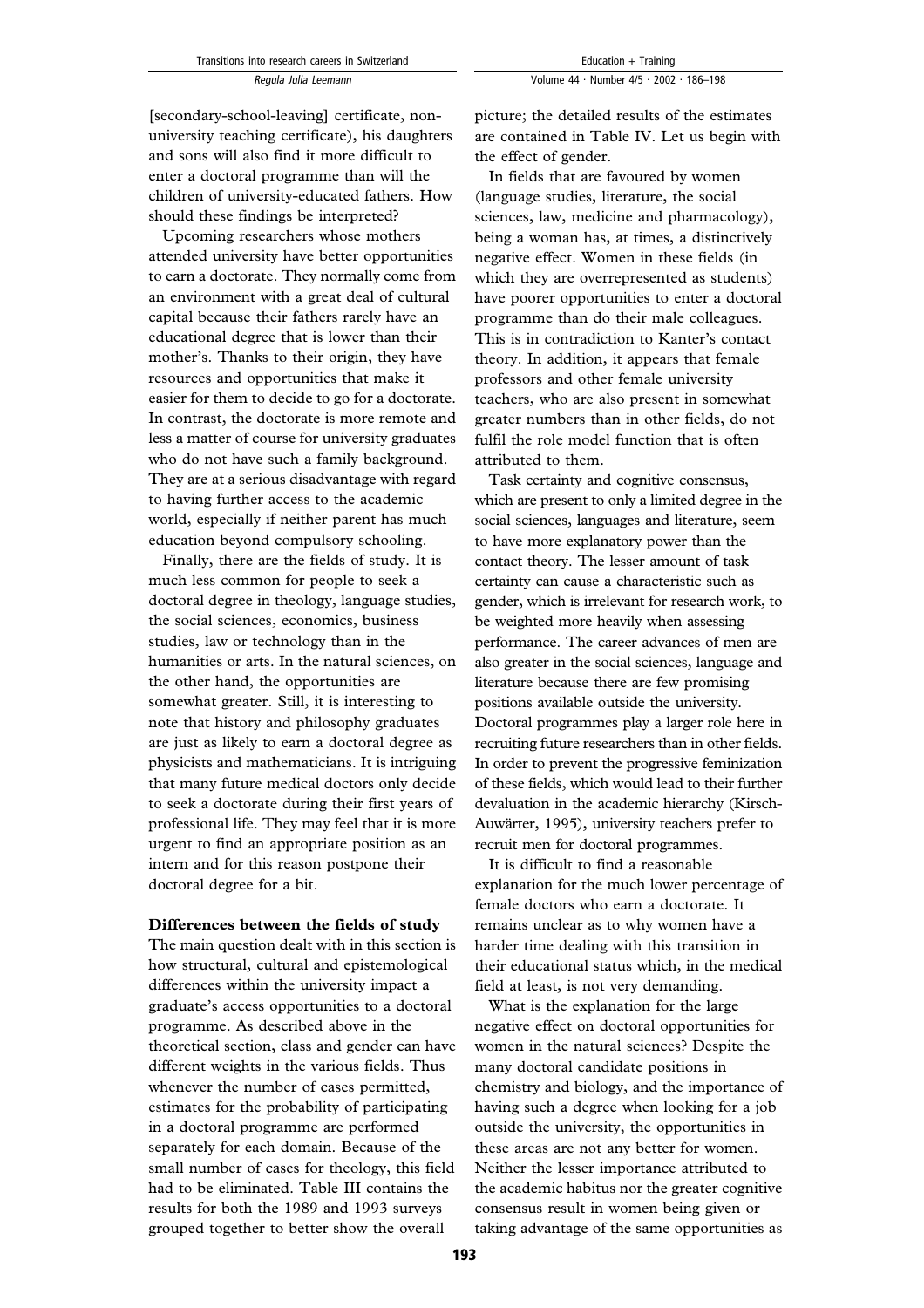[secondary-school-leaving] certificate, non-university teaching certificate), his daughters and sons will also find it more difficult to enter a doctoral programme than will the children of university-educated fathers. How should these findings be interpreted?

Upcoming researchers whose mothers attended university have better opportunities to earn a doctorate. They normally come from an environment with a great deal of cultural capital because their fathers rarely have an educational degree that is lower than their mother's. Thanks to their origin, they have resources and opportunities that make it easier for them to decide to go for a doctorate. In contrast, the doctorate is more remote and less a matter of course for university graduates who do not have such a family background. They are at a serious disadvantage with regard to having further access to the academic world, especially if neither parent has much education beyond compulsory schooling.

Finally, there are the fields of study. It is much less common for people to seek a doctoral degree in theology, language studies, the social sciences, economics, business studies, law or technology than in the humanities or arts. In the natural sciences, on the other hand, the opportunities are somewhat greater. Still, it is interesting to note that history and philosophy graduates are just as likely to earn a doctoral degree as physicists and mathematicians. It is intriguing that many future medical doctors only decide to seek a doctorate during their first years of professional life. They may feel that it is more urgent to find an appropriate position as an intern and for this reason postpone their doctoral degree for a bit.

**Differences between the fields of study**

The main question dealt with in this section is how structural, cultural and epistemological differences within the university impact a graduate's access opportunities to a doctoral programme. As described above in the theoretical section, class and gender can have different weights in the various fields. Thus whenever the number of cases permitted, estimates for the probability of participating in a doctoral programme are performed separately for each domain. Because of the small number of cases for theology, this field had to be eliminated. Table III contains the results for both the 1989 and 1993 surveys grouped together to better show the overall picture; the detailed results of the estimates are contained in Table IV. Let us begin with the effect of gender.

In fields that are favoured by women (language studies, literature, the social sciences, law, medicine and pharmacology), being a woman has, at times, a distinctively negative effect. Women in these fields (in which they are overrepresented as students) have poorer opportunities to enter a doctoral programme than do their male colleagues. This is in contradiction to Kanter's contact theory. In addition, it appears that female professors and other female university teachers, who are also present in somewhat greater numbers than in other fields, do not fulfil the role model function that is often attributed to them.

Task certainty and cognitive consensus, which are present to only a limited degree in the social sciences, languages and literature, seem to have more explanatory power than the contact theory. The lesser amount of task certainty can cause a characteristic such as gender, which is irrelevant for research work, to be weighted more heavily when assessing performance. The career advances of men are also greater in the social sciences, language and literature because there are few promising positions available outside the university. Doctoral programmes play a larger role here in recruiting future researchers than in other fields. In order to prevent the progressive feminization of these fields, which would lead to their further devaluation in the academic hierarchy (Kirsch-Auwärter, 1995), university teachers prefer to recruit men for doctoral programmes.

It is difficult to find a reasonable explanation for the much lower percentage of female doctors who earn a doctorate. It remains unclear as to why women have a harder time dealing with this transition in their educational status which, in the medical field at least, is not very demanding.

What is the explanation for the large negative effect on doctoral opportunities for women in the natural sciences? Despite the many doctoral candidate positions in chemistry and biology, and the importance of having such a degree when looking for a job outside the university, the opportunities in these areas are not any better for women. Neither the lesser importance attributed to the academic habitus nor the greater cognitive consensus result in women being given or taking advantage of the same opportunities as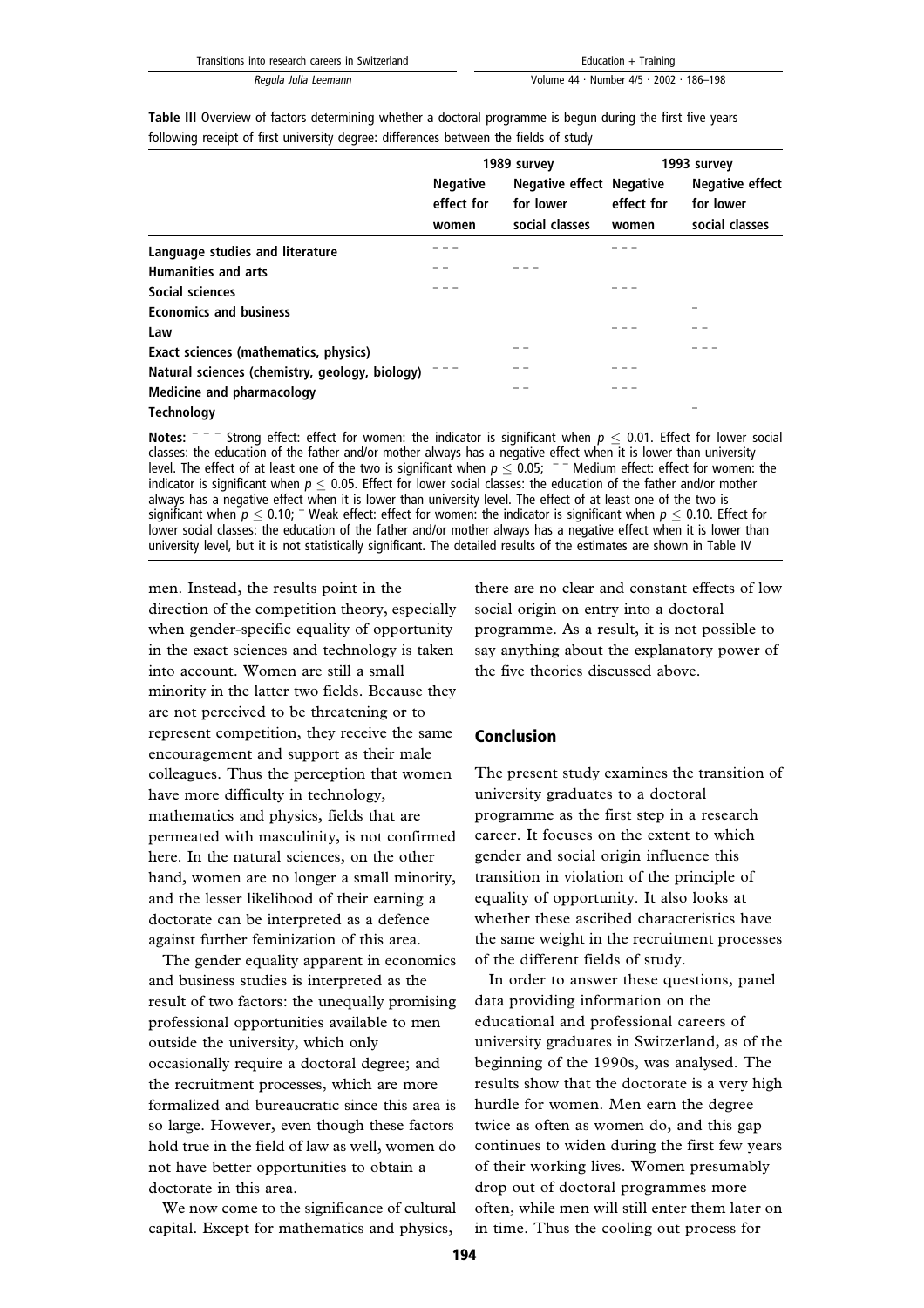**Table III** Overview of factors determining whether a doctoral programme is begun during the first five years following receipt of first university degree: differences between the fields of study

| | 1989 survey | | 1993 survey | |
|---|---|---|---|---|
| | Negative effect for women | Negative effect for lower social classes | Negative effect for women | Negative effect for lower social classes |
| **Language studies and literature** | – – – | | – – – | |
| **Humanities and arts** | – – | – – – | | |
| **Social sciences** | – – – | | – – – | |
| **Economics and business** | | | | – |
| **Law** | | | – – – | – – |
| **Exact sciences (mathematics, physics)** | | – – | | – – – |
| **Natural sciences (chemistry, geology, biology)** | – – – | – – | – – – | |
| **Medicine and pharmacology** | | – – | – – – | |
| **Technology** | | | | – |

**Notes:** – – – Strong effect: effect for women: the indicator is significant when $p \leq 0.01$. Effect for lower social classes: the education of the father and/or mother always has a negative effect when it is lower than university level. The effect of at least one of the two is significant when $p \leq 0.05$; – – Medium effect: effect for women: the indicator is significant when $p \leq 0.05$. Effect for lower social classes: the education of the father and/or mother always has a negative effect when it is lower than university level. The effect of at least one of the two is significant when $p \leq 0.10$; – Weak effect: effect for women: the indicator is significant when $p \leq 0.10$. Effect for lower social classes: the education of the father and/or mother always has a negative effect when it is lower than university level, but it is not statistically significant. The detailed results of the estimates are shown in Table IV

men. Instead, the results point in the direction of the competition theory, especially when gender-specific equality of opportunity in the exact sciences and technology is taken into account. Women are still a small minority in the latter two fields. Because they are not perceived to be threatening or to represent competition, they receive the same encouragement and support as their male colleagues. Thus the perception that women have more difficulty in technology, mathematics and physics, fields that are permeated with masculinity, is not confirmed here. In the natural sciences, on the other hand, women are no longer a small minority, and the lesser likelihood of their earning a doctorate can be interpreted as a defence against further feminization of this area.

The gender equality apparent in economics and business studies is interpreted as the result of two factors: the unequally promising professional opportunities available to men outside the university, which only occasionally require a doctoral degree; and the recruitment processes, which are more formalized and bureaucratic since this area is so large. However, even though these factors hold true in the field of law as well, women do not have better opportunities to obtain a doctorate in this area.

We now come to the significance of cultural capital. Except for mathematics and physics, there are no clear and constant effects of low social origin on entry into a doctoral programme. As a result, it is not possible to say anything about the explanatory power of the five theories discussed above.

## Conclusion

The present study examines the transition of university graduates to a doctoral programme as the first step in a research career. It focuses on the extent to which gender and social origin influence this transition in violation of the principle of equality of opportunity. It also looks at whether these ascribed characteristics have the same weight in the recruitment processes of the different fields of study.

In order to answer these questions, panel data providing information on the educational and professional careers of university graduates in Switzerland, as of the beginning of the 1990s, was analysed. The results show that the doctorate is a very high hurdle for women. Men earn the degree twice as often as women do, and this gap continues to widen during the first few years of their working lives. Women presumably drop out of doctoral programmes more often, while men will still enter them later on in time. Thus the cooling out process for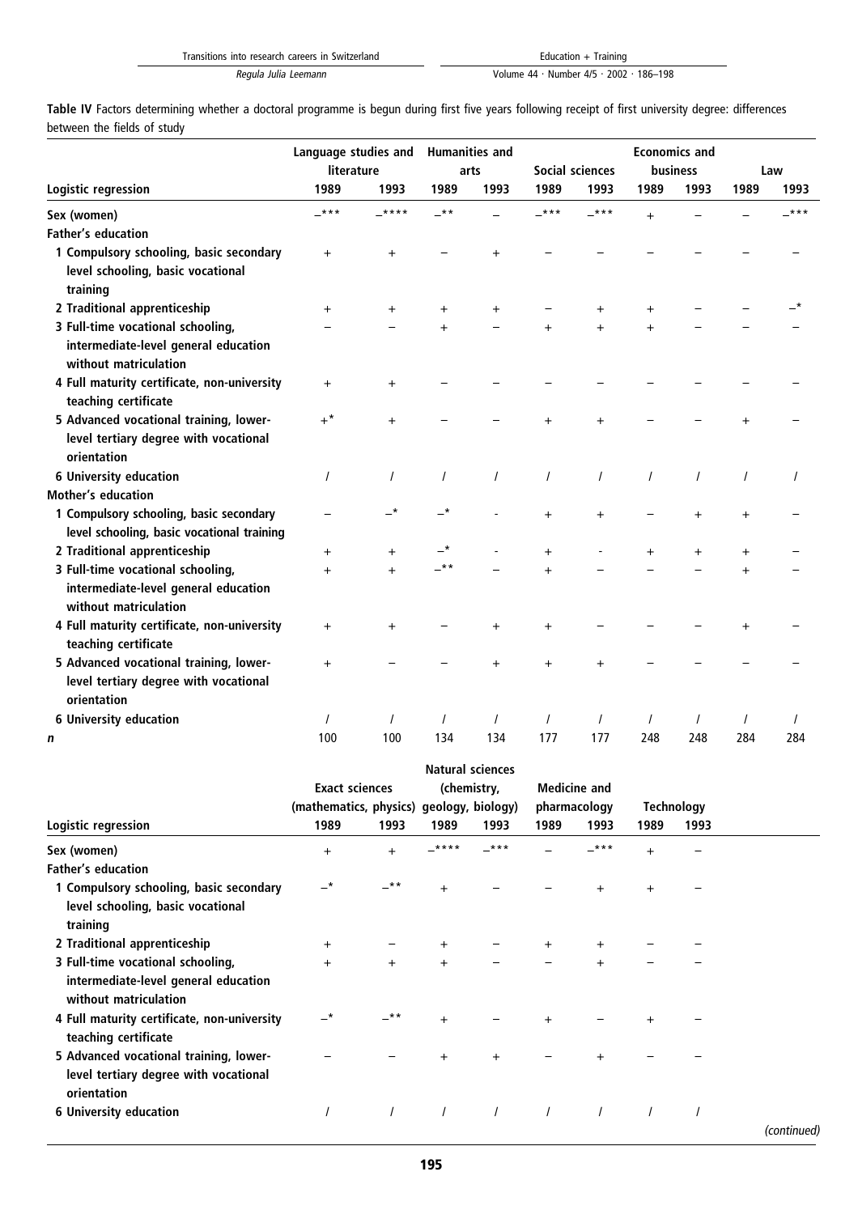**Table IV** Factors determining whether a doctoral programme is begun during first five years following receipt of first university degree: differences between the fields of study

| Logistic regression | Language studies and literature | | Humanities and arts | | Social sciences | | Economics and business | | Law | |
|---|---|---|---|---|---|---|---|---|---|---|
| | 1989 | 1993 | 1989 | 1993 | 1989 | 1993 | 1989 | 1993 | 1989 | 1993 |
| **Sex (women)** | –*** | –**** | –** | – | –*** | –*** | + | – | – | –*** |
| **Father's education** | | | | | | | | | | |
| **1 Compulsory schooling, basic secondary level schooling, basic vocational training** | + | + | – | + | – | – | – | – | – | – |
| **2 Traditional apprenticeship** | + | + | + | + | – | + | + | – | – | –* |
| **3 Full-time vocational schooling, intermediate-level general education without matriculation** | – | – | + | – | + | + | + | – | – | – |
| **4 Full maturity certificate, non-university teaching certificate** | + | + | – | – | – | – | – | – | – | – |
| **5 Advanced vocational training, lower-level tertiary degree with vocational orientation** | +* | + | – | – | + | + | – | – | + | – |
| **6 University education** | / | / | / | / | / | / | / | / | / | / |
| **Mother's education** | | | | | | | | | | |
| **1 Compulsory schooling, basic secondary level schooling, basic vocational training** | – | –* | –* | - | + | + | – | + | + | – |
| **2 Traditional apprenticeship** | + | + | –* | - | + | - | + | + | + | – |
| **3 Full-time vocational schooling, intermediate-level general education without matriculation** | + | + | –** | – | + | – | – | – | + | – |
| **4 Full maturity certificate, non-university teaching certificate** | + | + | – | + | + | – | – | – | + | – |
| **5 Advanced vocational training, lower-level tertiary degree with vocational orientation** | + | – | – | + | + | + | – | – | – | – |
| **6 University education** | / | / | / | / | / | / | / | / | / | / |
| ***n*** | 100 | 100 | 134 | 134 | 177 | 177 | 248 | 248 | 284 | 284 |

| Logistic regression | Exact sciences (mathematics, physics) | | Natural sciences (chemistry, geology, biology) | | Medicine and pharmacology | | Technology | |
|---|---|---|---|---|---|---|---|---|
| | 1989 | 1993 | 1989 | 1993 | 1989 | 1993 | 1989 | 1993 |
| **Sex (women)** | + | + | –**** | –*** | – | –*** | + | – |
| **Father's education** | | | | | | | | |
| **1 Compulsory schooling, basic secondary level schooling, basic vocational training** | –* | –** | + | – | – | + | + | – |
| **2 Traditional apprenticeship** | + | – | + | – | + | + | – | – |
| **3 Full-time vocational schooling, intermediate-level general education without matriculation** | + | + | + | – | – | + | – | – |
| **4 Full maturity certificate, non-university teaching certificate** | –* | –** | + | – | + | – | + | – |
| **5 Advanced vocational training, lower-level tertiary degree with vocational orientation** | – | – | + | + | – | + | – | – |
| **6 University education** | / | / | / | / | / | / | / | / |

*(continued)*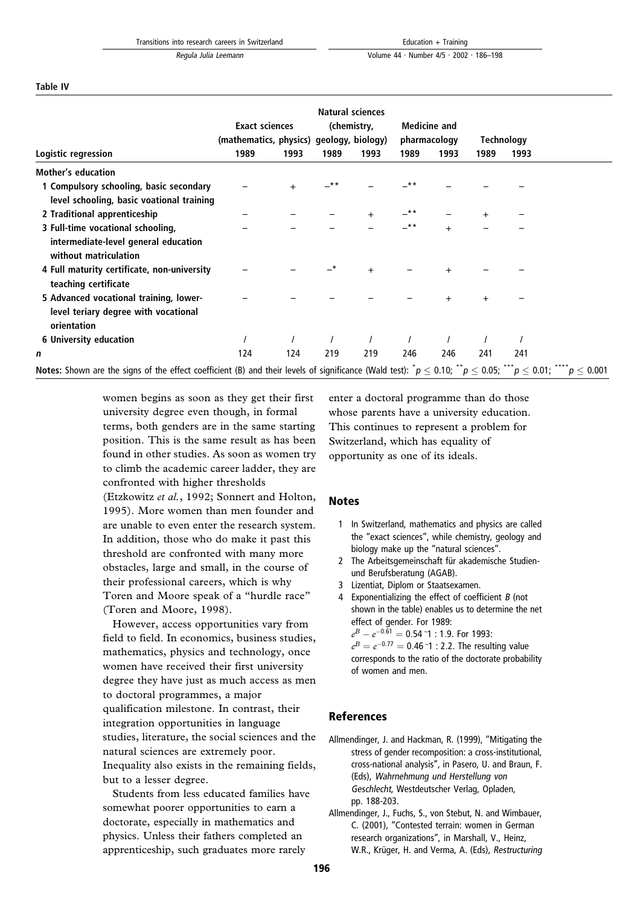**Table IV**

| Logistic regression | Exact sciences (mathematics, physics) | | Natural sciences (chemistry, geology, biology) | | Medicine and pharmacology | | Technology | |
|---|---|---|---|---|---|---|---|---|
| | 1989 | 1993 | 1989 | 1993 | 1989 | 1993 | 1989 | 1993 |
| **Mother's education** | | | | | | | | |
| **1 Compulsory schooling, basic secondary level schooling, basic voational training** | – | + | –** | – | –** | – | – | – |
| **2 Traditional apprenticeship** | – | – | – | + | –** | – | + | – |
| **3 Full-time vocational schooling, intermediate-level general education without matriculation** | – | – | – | – | –** | + | – | – |
| **4 Full maturity certificate, non-university teaching certificate** | – | – | –* | + | – | + | – | – |
| **5 Advanced vocational training, lower-level tertiary degree with vocational orientation** | – | – | – | – | – | + | + | – |
| **6 University education** | / | / | / | / | / | / | / | / |
| ***n*** | 124 | 124 | 219 | 219 | 246 | 246 | 241 | 241 |

**Notes:** Shown are the signs of the effect coefficient (B) and their levels of significance (Wald test): *$p \leq 0.10$; **$p \leq 0.05$; ***$p \leq 0.01$; ****$p \leq 0.001$

women begins as soon as they get their first university degree even though, in formal terms, both genders are in the same starting position. This is the same result as been found in other studies. As soon as women try to climb the academic career ladder, they are confronted with higher thresholds (Etzkowitz *et al.*, 1992; Sonnert and Holton, 1995). More women than men founder and are unable to even enter the research system. In addition, those who do make it past this threshold are confronted with many more obstacles, large and small, in the course of their professional careers, which is why Toren and Moore speak of a "hurdle race" (Toren and Moore, 1998).

However, access opportunities vary from field to field. In economics, business studies, mathematics, physics and technology, once women have received their first university degree they have just as much access as men to doctoral programmes, a major qualification milestone. In contrast, their integration opportunities in language studies, literature, the social sciences and the natural sciences are extremely poor. Inequality also exists in the remaining fields, but to a lesser degree.

Students from less educated families have somewhat poorer opportunities to earn a doctorate, especially in mathematics and physics. Unless their fathers completed an apprenticeship, such graduates more rarely enter a doctoral programme than do those whose parents have a university education. This continues to represent a problem for Switzerland, which has equality of opportunity as one of its ideals.

## Notes

1. In Switzerland, mathematics and physics are called the "exact sciences", while chemistry, geology and biology make up the "natural sciences".
2. The Arbeitsgemeinschaft für akademische Studien- und Berufsberatung (AGAB).
3. Lizentiat, Diplom or Staatsexamen.
4. Exponentializing the effect of coefficient *B* (not shown in the table) enables us to determine the net effect of gender. For 1989: $e^B - e^{-0.61} = 0.54 \,\tilde{}1 : 1.9$. For 1993: $e^B = e^{-0.77} = 0.46 \,\tilde{}1 : 2.2$. The resulting value corresponds to the ratio of the doctorate probability of women and men.

## References

Allmendinger, J. and Hackman, R. (1999), "Mitigating the stress of gender recomposition: a cross-institutional, cross-national analysis", in Pasero, U. and Braun, F. (Eds), *Wahrnehmung und Herstellung von Geschlecht*, Westdeutscher Verlag, Opladen, pp. 188-203.

Allmendinger, J., Fuchs, S., von Stebut, N. and Wimbauer, C. (2001), "Contested terrain: women in German research organizations", in Marshall, V., Heinz, W.R., Krüger, H. and Verma, A. (Eds), *Restructuring*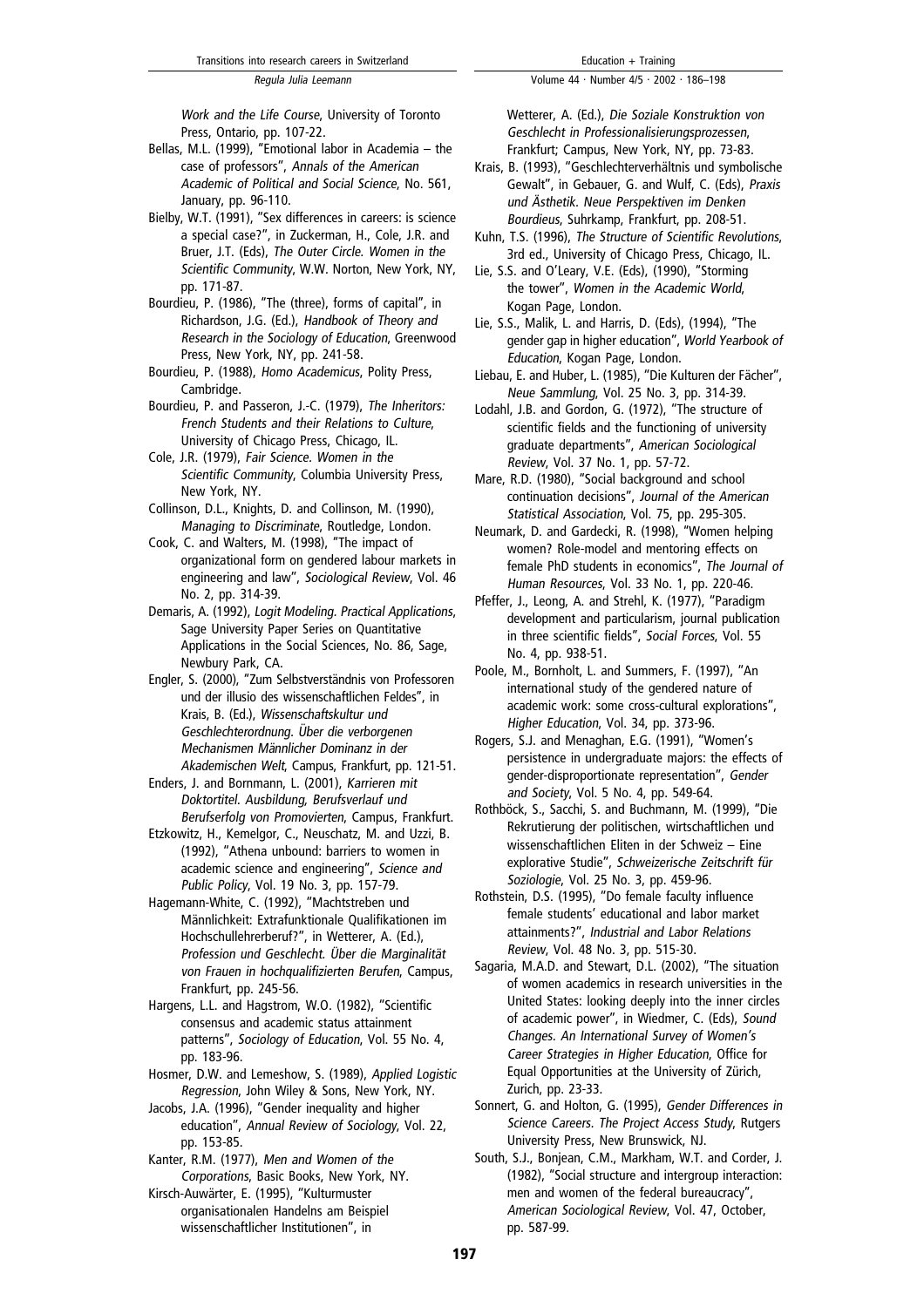*Work and the Life Course*, University of Toronto Press, Ontario, pp. 107-22.

Bellas, M.L. (1999), "Emotional labor in Academia – the case of professors", *Annals of the American Academic of Political and Social Science*, No. 561, January, pp. 96-110.

Bielby, W.T. (1991), "Sex differences in careers: is science a special case?", in Zuckerman, H., Cole, J.R. and Bruer, J.T. (Eds), *The Outer Circle. Women in the Scientific Community*, W.W. Norton, New York, NY, pp. 171-87.

Bourdieu, P. (1986), "The (three), forms of capital", in Richardson, J.G. (Ed.), *Handbook of Theory and Research in the Sociology of Education*, Greenwood Press, New York, NY, pp. 241-58.

Bourdieu, P. (1988), *Homo Academicus*, Polity Press, Cambridge.

Bourdieu, P. and Passeron, J.-C. (1979), *The Inheritors: French Students and their Relations to Culture*, University of Chicago Press, Chicago, IL.

Cole, J.R. (1979), *Fair Science. Women in the Scientific Community*, Columbia University Press, New York, NY.

Collinson, D.L., Knights, D. and Collinson, M. (1990), *Managing to Discriminate*, Routledge, London.

Cook, C. and Walters, M. (1998), "The impact of organizational form on gendered labour markets in engineering and law", *Sociological Review*, Vol. 46 No. 2, pp. 314-39.

Demaris, A. (1992), *Logit Modeling. Practical Applications*, Sage University Paper Series on Quantitative Applications in the Social Sciences, No. 86, Sage, Newbury Park, CA.

Engler, S. (2000), "Zum Selbstverständnis von Professoren und der illusio des wissenschaftlichen Feldes", in Krais, B. (Ed.), *Wissenschaftskultur und Geschlechterordnung. Über die verborgenen Mechanismen Männlicher Dominanz in der Akademischen Welt*, Campus, Frankfurt, pp. 121-51.

Enders, J. and Bornmann, L. (2001), *Karrieren mit Doktortitel. Ausbildung, Berufsverlauf und Berufserfolg von Promovierten*, Campus, Frankfurt.

Etzkowitz, H., Kemelgor, C., Neuschatz, M. and Uzzi, B. (1992), "Athena unbound: barriers to women in academic science and engineering", *Science and Public Policy*, Vol. 19 No. 3, pp. 157-79.

Hagemann-White, C. (1992), "Machtstreben und Männlichkeit: Extrafunktionale Qualifikationen im Hochschullehrerberuf?", in Wetterer, A. (Ed.), *Profession und Geschlecht. Über die Marginalität von Frauen in hochqualifizierten Berufen*, Campus, Frankfurt, pp. 245-56.

Hargens, L.L. and Hagstrom, W.O. (1982), "Scientific consensus and academic status attainment patterns", *Sociology of Education*, Vol. 55 No. 4, pp. 183-96.

Hosmer, D.W. and Lemeshow, S. (1989), *Applied Logistic Regression*, John Wiley & Sons, New York, NY.

Jacobs, J.A. (1996), "Gender inequality and higher education", *Annual Review of Sociology*, Vol. 22, pp. 153-85.

Kanter, R.M. (1977), *Men and Women of the Corporations*, Basic Books, New York, NY.

Kirsch-Auwärter, E. (1995), "Kulturmuster organisationalen Handelns am Beispiel wissenschaftlicher Institutionen", in Wetterer, A. (Ed.), *Die Soziale Konstruktion von Geschlecht in Professionalisierungsprozessen*, Frankfurt; Campus, New York, NY, pp. 73-83.

Krais, B. (1993), "Geschlechterverhältnis und symbolische Gewalt", in Gebauer, G. and Wulf, C. (Eds), *Praxis und Ästhetik. Neue Perspektiven im Denken Bourdieus*, Suhrkamp, Frankfurt, pp. 208-51.

Kuhn, T.S. (1996), *The Structure of Scientific Revolutions*, 3rd ed., University of Chicago Press, Chicago, IL.

Lie, S.S. and O'Leary, V.E. (Eds), (1990), "Storming the tower", *Women in the Academic World*, Kogan Page, London.

Lie, S.S., Malik, L. and Harris, D. (Eds), (1994), "The gender gap in higher education", *World Yearbook of Education*, Kogan Page, London.

Liebau, E. and Huber, L. (1985), "Die Kulturen der Fächer", *Neue Sammlung*, Vol. 25 No. 3, pp. 314-39.

Lodahl, J.B. and Gordon, G. (1972), "The structure of scientific fields and the functioning of university graduate departments", *American Sociological Review*, Vol. 37 No. 1, pp. 57-72.

Mare, R.D. (1980), "Social background and school continuation decisions", *Journal of the American Statistical Association*, Vol. 75, pp. 295-305.

Neumark, D. and Gardecki, R. (1998), "Women helping women? Role-model and mentoring effects on female PhD students in economics", *The Journal of Human Resources*, Vol. 33 No. 1, pp. 220-46.

Pfeffer, J., Leong, A. and Strehl, K. (1977), "Paradigm development and particularism, journal publication in three scientific fields", *Social Forces*, Vol. 55 No. 4, pp. 938-51.

Poole, M., Bornholt, L. and Summers, F. (1997), "An international study of the gendered nature of academic work: some cross-cultural explorations", *Higher Education*, Vol. 34, pp. 373-96.

Rogers, S.J. and Menaghan, E.G. (1991), "Women's persistence in undergraduate majors: the effects of gender-disproportionate representation", *Gender and Society*, Vol. 5 No. 4, pp. 549-64.

Rothböck, S., Sacchi, S. and Buchmann, M. (1999), "Die Rekrutierung der politischen, wirtschaftlichen und wissenschaftlichen Eliten in der Schweiz – Eine explorative Studie", *Schweizerische Zeitschrift für Soziologie*, Vol. 25 No. 3, pp. 459-96.

Rothstein, D.S. (1995), "Do female faculty influence female students' educational and labor market attainments?", *Industrial and Labor Relations Review*, Vol. 48 No. 3, pp. 515-30.

Sagaria, M.A.D. and Stewart, D.L. (2002), "The situation of women academics in research universities in the United States: looking deeply into the inner circles of academic power", in Wiedmer, C. (Eds), *Sound Changes. An International Survey of Women's Career Strategies in Higher Education*, Office for Equal Opportunities at the University of Zürich, Zurich, pp. 23-33.

Sonnert, G. and Holton, G. (1995), *Gender Differences in Science Careers. The Project Access Study*, Rutgers University Press, New Brunswick, NJ.

South, S.J., Bonjean, C.M., Markham, W.T. and Corder, J. (1982), "Social structure and intergroup interaction: men and women of the federal bureaucracy", *American Sociological Review*, Vol. 47, October, pp. 587-99.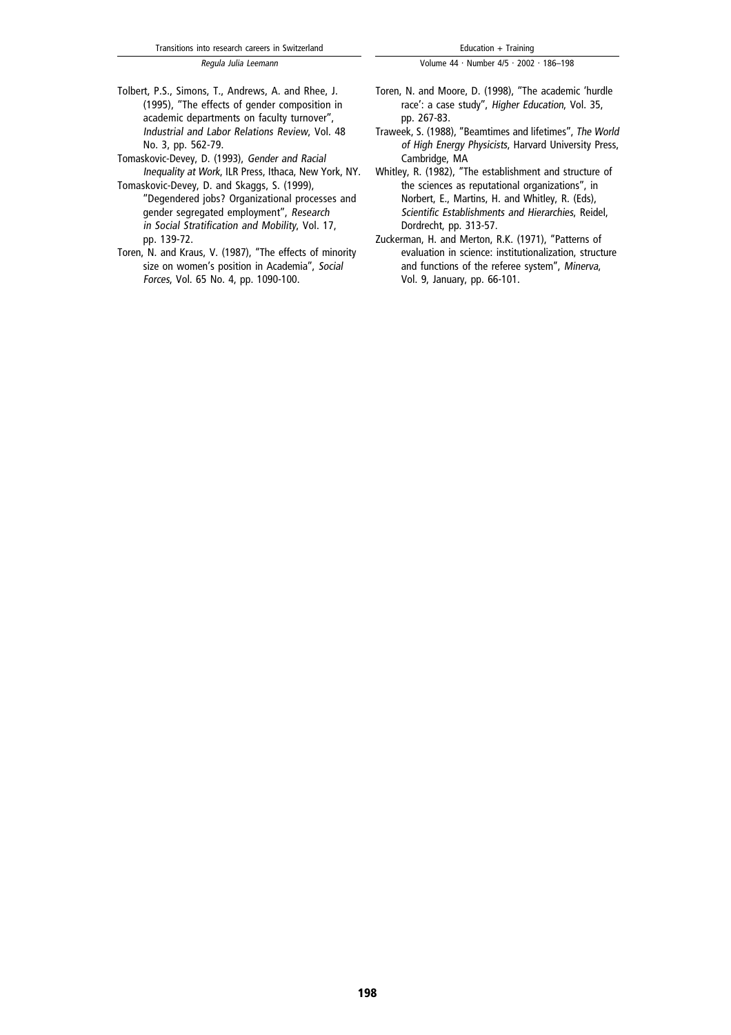Tolbert, P.S., Simons, T., Andrews, A. and Rhee, J. (1995), "The effects of gender composition in academic departments on faculty turnover", *Industrial and Labor Relations Review*, Vol. 48 No. 3, pp. 562-79.

Tomaskovic-Devey, D. (1993), *Gender and Racial Inequality at Work*, ILR Press, Ithaca, New York, NY.

Tomaskovic-Devey, D. and Skaggs, S. (1999), "Degendered jobs? Organizational processes and gender segregated employment", *Research in Social Stratification and Mobility*, Vol. 17, pp. 139-72.

Toren, N. and Kraus, V. (1987), "The effects of minority size on women's position in Academia", *Social Forces*, Vol. 65 No. 4, pp. 1090-100.

Toren, N. and Moore, D. (1998), "The academic 'hurdle race': a case study", *Higher Education*, Vol. 35, pp. 267-83.

Traweek, S. (1988), "Beamtimes and lifetimes", *The World of High Energy Physicists*, Harvard University Press, Cambridge, MA

Whitley, R. (1982), "The establishment and structure of the sciences as reputational organizations", in Norbert, E., Martins, H. and Whitley, R. (Eds), *Scientific Establishments and Hierarchies*, Reidel, Dordrecht, pp. 313-57.

Zuckerman, H. and Merton, R.K. (1971), "Patterns of evaluation in science: institutionalization, structure and functions of the referee system", *Minerva*, Vol. 9, January, pp. 66-101.